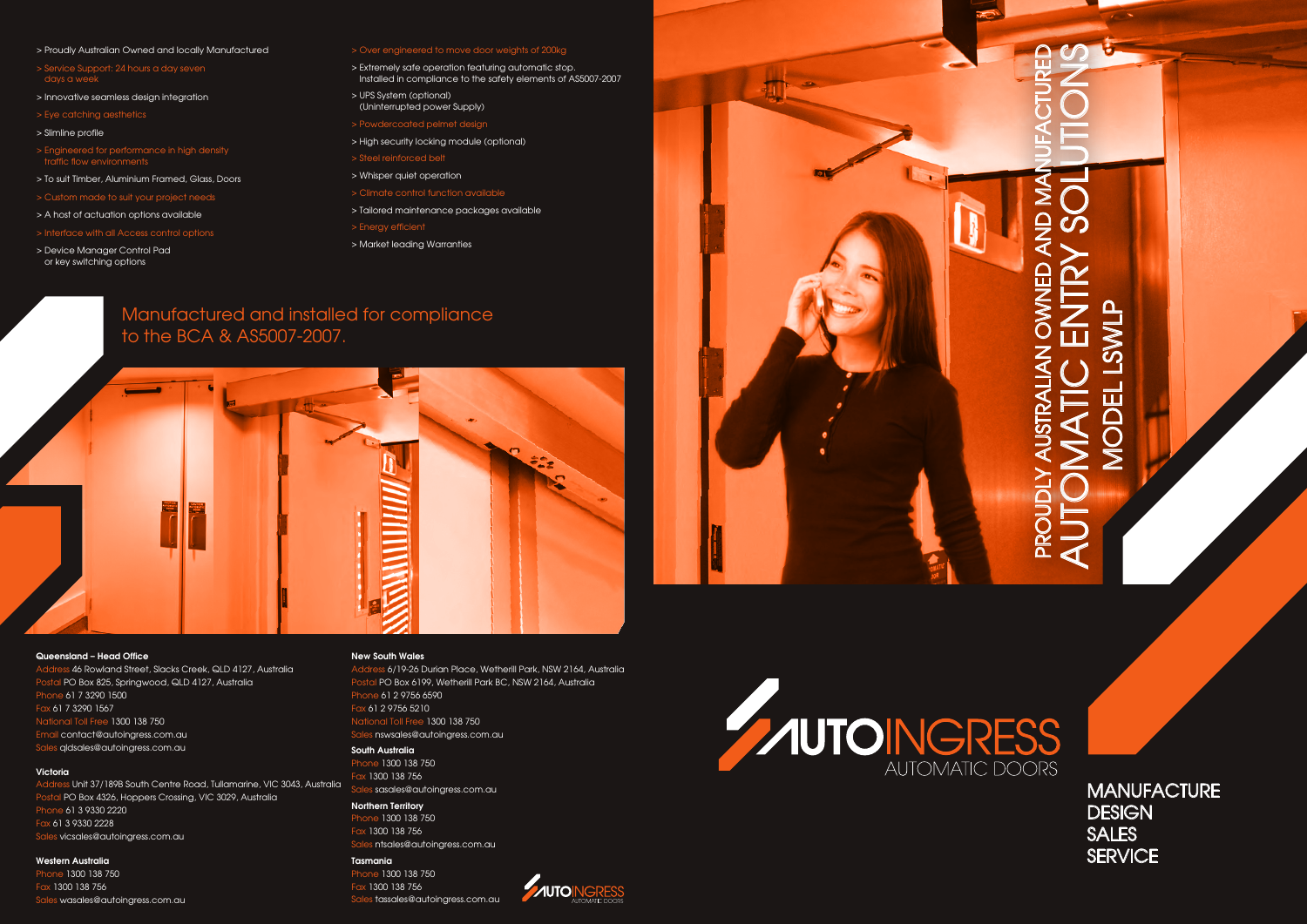- Proudly Australian Owned and locally Manufactured
- Service Support: 24 hours a day seven days a week
- Innovative seamless design integration
- Eye catching aesthetics
- Slimline profile
- Engineered for performance in high density traffic flow environments
- To suit Timber, Aluminium Framed, Glass, Doors
- Custom made to suit your project needs
- A host of actuation options available
- Interface with all Access control options
- Device Manager Control Pad or key switching options
- Over engineered to move door weights of 200kg
- Extremely safe operation featuring automatic stop. Installed in compliance to the safety elements of AS5007-2007
- UPS System (optional) (Uninterrupted power Supply)
- Powdercoated pelmet design
- High security locking module (optional)
- Steel reinforced belt
- Whisper quiet operation
- Climate control function available
- Tailored maintenance packages available
- Energy efficient
- Market leading Warranties

## Manufactured and installed for compliance to the BCA & AS5007-2007.

**Queensland – Head Office**
Address 46 Rowland Street, Slacks Creek, QLD 4127, Australia
Postal PO Box 825, Springwood, QLD 4127, Australia
Phone 61 7 3290 1500
Fax 61 7 3290 1567
National Toll Free 1300 138 750
Email contact@autoingress.com.au
Sales qldsales@autoingress.com.au

**Victoria**
Address Unit 37/189B South Centre Road, Tullamarine, VIC 3043, Australia
Postal PO Box 4326, Hoppers Crossing, VIC 3029, Australia
Phone 61 3 9330 2220
Fax 61 3 9330 2228
Sales vicsales@autoingress.com.au

**Western Australia**
Phone 1300 138 750
Fax 1300 138 756
Sales wasales@autoingress.com.au

**New South Wales**
Address 6/19-26 Durian Place, Wetherill Park, NSW 2164, Australia
Postal PO Box 6199, Wetherill Park BC, NSW 2164, Australia
Phone 61 2 9756 6590
Fax 61 2 9756 5210
National Toll Free 1300 138 750
Sales nswsales@autoingress.com.au

**South Australia**
Phone 1300 138 750
Fax 1300 138 756
Sales sasales@autoingress.com.au

**Northern Territory**
Phone 1300 138 750
Fax 1300 138 756
Sales ntsales@autoingress.com.au

**Tasmania**
Phone 1300 138 750
Fax 1300 138 756
Sales tassales@autoingress.com.au

AUTOINGRESS AUTOMATIC DOORS

# PROUDLY AUSTRALIAN OWNED AND MANUFACTURED
# AUTOMATIC ENTRY SOLUTIONS
## MODEL LSWLP

AUTOINGRESS
AUTOMATIC DOORS

MANUFACTURE
DESIGN
SALES
SERVICE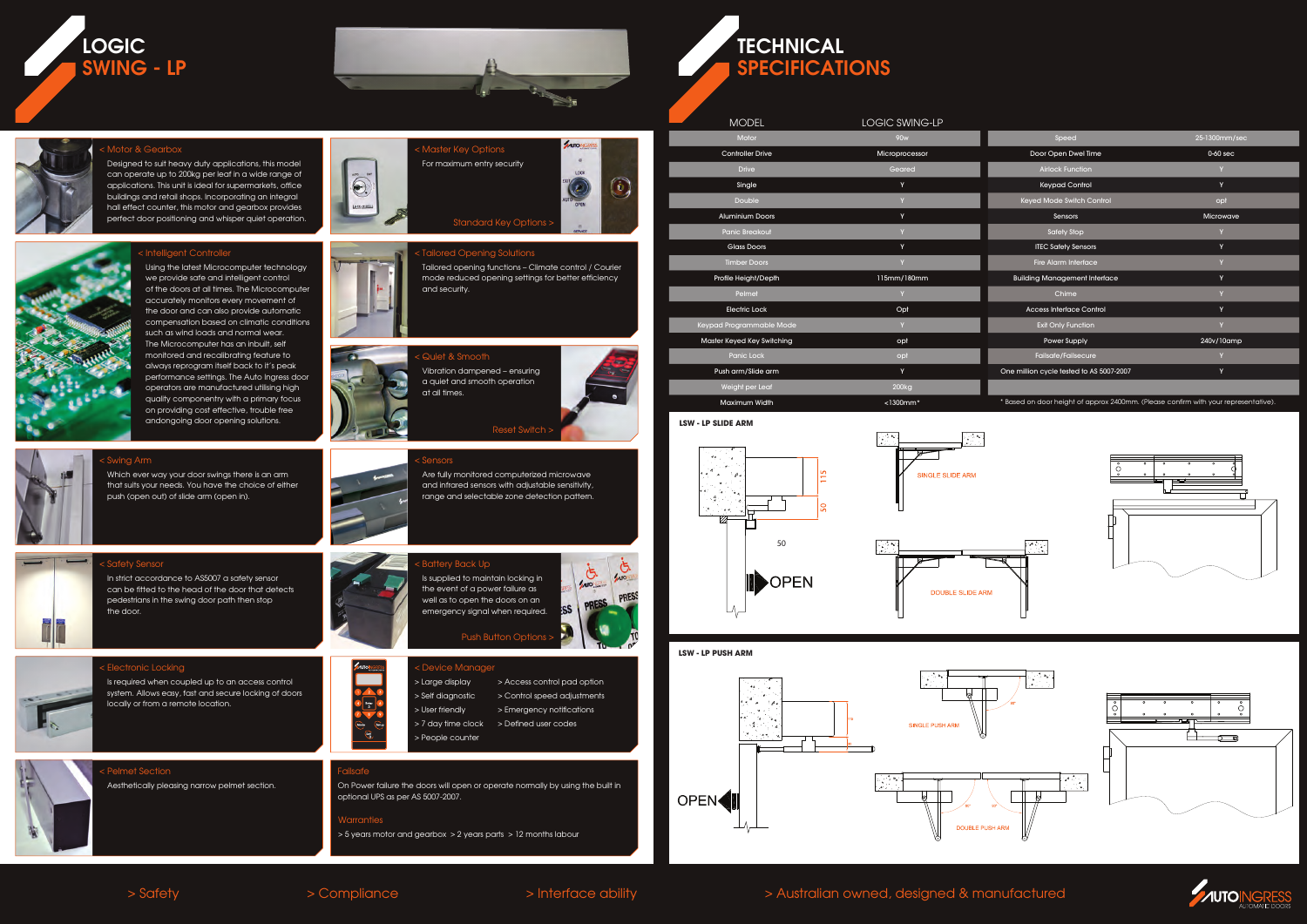# LOGIC SWING - LP

## < Motor & Gearbox

Designed to suit heavy duty applications, this model can operate up to 200kg per leaf in a wide range of applications. This unit is ideal for supermarkets, office buildings and retail shops. Incorporating an integral hall effect counter, this motor and gearbox provides perfect door positioning and whisper quiet operation.

## < Master Key Options

For maximum entry security

Standard Key Options >

## < Intelligent Controller

Using the latest Microcomputer technology we provide safe and intelligent control of the doors at all times. The Microcomputer accurately monitors every movement of the door and can also provide automatic compensation based on climatic conditions such as wind loads and normal wear. The Microcomputer has an inbuilt, self monitored and recalibrating feature to always reprogram itself back to it's peak performance settings. The Auto Ingress door operators are manufactured utilising high quality componentry with a primary focus on providing cost effective, trouble free andongoing door opening solutions.

## < Tailored Opening Solutions

Tailored opening functions – Climate control / Courier mode reduced opening settings for better efficiency and security.

## < Quiet & Smooth

Vibration dampened – ensuring a quiet and smooth operation at all times.

Reset Switch >

## < Swing Arm

Which ever way your door swings there is an arm that suits your needs. You have the choice of either push (open out) of slide arm (open in).

## < Sensors

Are fully monitored computerized microwave and infrared sensors with adjustable sensitivity, range and selectable zone detection pattern.

## < Safety Sensor

In strict accordance to AS5007 a safety sensor can be fitted to the head of the door that detects pedestrians in the swing door path then stop the door.

## < Battery Back Up

Is supplied to maintain locking in the event of a power failure as well as to open the doors on an emergency signal when required.

Push Button Options >

## < Electronic Locking

Is required when coupled up to an access control system. Allows easy, fast and secure locking of doors locally or from a remote location.

## < Device Manager

- > Large display
- > Self diagnostic
- > User friendly
- > 7 day time clock
- > People counter
- > Access control pad option
- > Control speed adjustments
- > Emergency notifications
- > Defined user codes

## < Pelmet Section

Aesthetically pleasing narrow pelmet section.

## Failsafe

On Power failure the doors will open or operate normally by using the built in optional UPS as per AS 5007-2007.

## Warranties

> 5 years motor and gearbox > 2 years parts > 12 months labour

# TECHNICAL SPECIFICATIONS

| MODEL | LOGIC SWING-LP | | |
|---|---|---|---|
| Motor | 90w | Speed | 25-1300mm/sec |
| Controller Drive | Microprocessor | Door Open Dwel Time | 0-60 sec |
| Drive | Geared | Airlock Function | Y |
| Single | Y | Keypad Control | Y |
| Double | Y | Keyed Mode Switch Control | opt |
| Aluminium Doors | Y | Sensors | Microwave |
| Panic Breakout | Y | Safety Stop | Y |
| Glass Doors | Y | ITEC Safety Sensors | Y |
| Timber Doors | Y | Fire Alarm Interface | Y |
| Profile Height/Depth | 115mm/180mm | Building Management Interface | Y |
| Pelmet | Y | Chime | Y |
| Electric Lock | Opt | Access Interface Control | Y |
| Keypad Programmable Mode | Y | Exit Only Function | Y |
| Master Keyed Key Switching | opt | Power Supply | 240v/10amp |
| Panic Lock | opt | Failsafe/Failsecure | Y |
| Push arm/Slide arm | Y | One million cycle tested to AS 5007-2007 | Y |
| Weight per Leaf | 200kg | | |
| Maximum Width | <1300mm* | | |

* Based on door height of approx 2400mm. (Please confirm with your representative).

### LSW - LP SLIDE ARM

115
50
50
OPEN
SINGLE SLIDE ARM
DOUBLE SLIDE ARM

### LSW - LP PUSH ARM

OPEN
SINGLE PUSH ARM
DOUBLE PUSH ARM

> Safety > Compliance > Interface ability > Australian owned, designed & manufactured

AUTO INGRESS AUTOMATIC DOORS